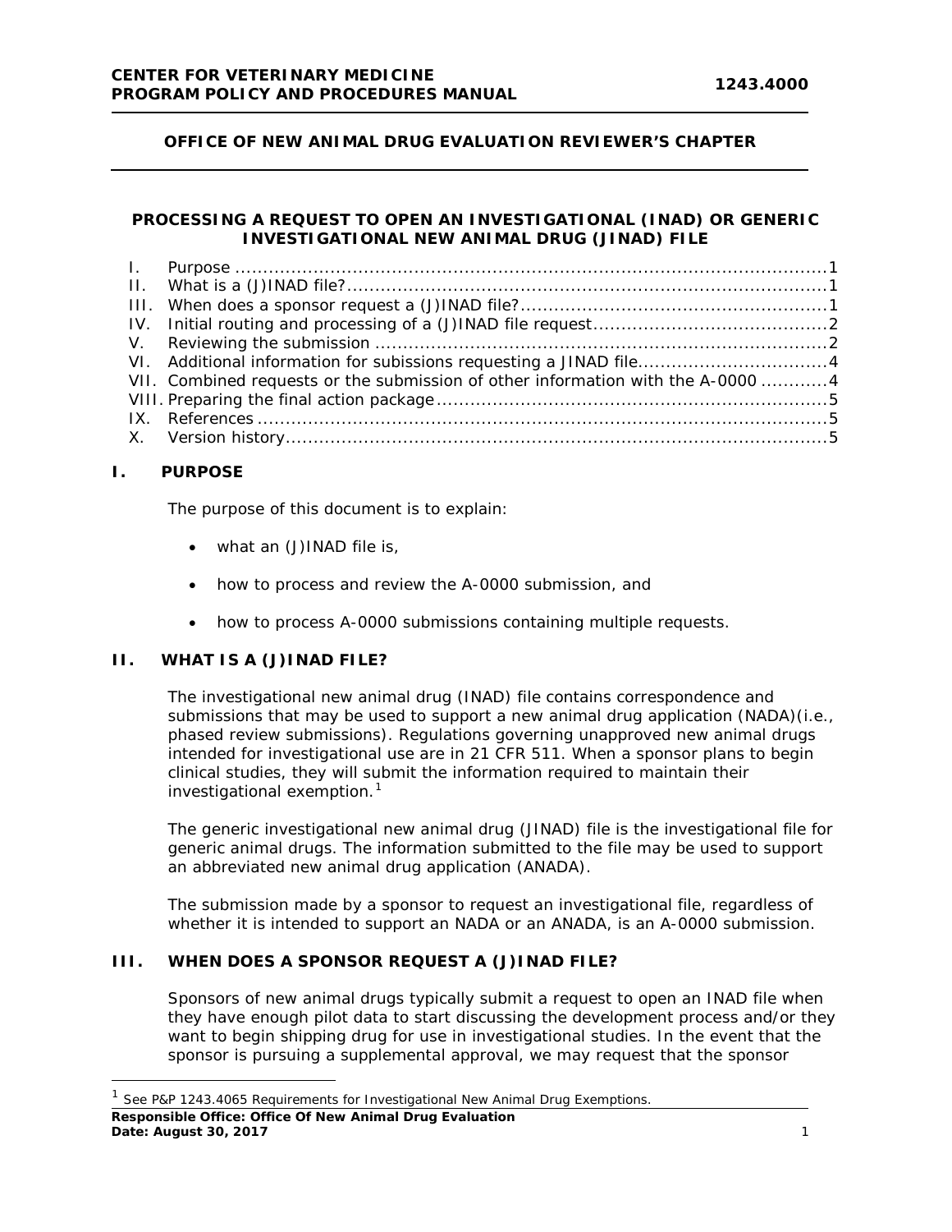**CENTER FOR VETERINARY MEDICINE**
**PROGRAM POLICY AND PROCEDURES MANUAL** **1243.4000**

**OFFICE OF NEW ANIMAL DRUG EVALUATION REVIEWER'S CHAPTER**

# PROCESSING A REQUEST TO OPEN AN INVESTIGATIONAL (INAD) OR GENERIC INVESTIGATIONAL NEW ANIMAL DRUG (JINAD) FILE

I. Purpose ....................................................................................................1
II. What is a (J)INAD file? ..............................................................................1
III. When does a sponsor request a (J)INAD file? ..........................................1
IV. Initial routing and processing of a (J)INAD file request ..............................2
V. Reviewing the submission ..........................................................................2
VI. Additional information for subissions requesting a JINAD file ....................4
VII. Combined requests or the submission of other information with the A-0000 ............4
VIII. Preparing the final action package ...........................................................5
IX. References ................................................................................................5
X. Version history ............................................................................................5

## I. PURPOSE

The purpose of this document is to explain:

- what an (J)INAD file is,
- how to process and review the A-0000 submission, and
- how to process A-0000 submissions containing multiple requests.

## II. WHAT IS A (J)INAD FILE?

The investigational new animal drug (INAD) file contains correspondence and submissions that may be used to support a new animal drug application (NADA)(i.e., phased review submissions). Regulations governing unapproved new animal drugs intended for investigational use are in 21 CFR 511. When a sponsor plans to begin clinical studies, they will submit the information required to maintain their investigational exemption.[1]

The generic investigational new animal drug (JINAD) file is the investigational file for generic animal drugs. The information submitted to the file may be used to support an abbreviated new animal drug application (ANADA).

The submission made by a sponsor to request an investigational file, regardless of whether it is intended to support an NADA or an ANADA, is an A-0000 submission.

## III. WHEN DOES A SPONSOR REQUEST A (J)INAD FILE?

Sponsors of new animal drugs typically submit a request to open an INAD file when they have enough pilot data to start discussing the development process and/or they want to begin shipping drug for use in investigational studies. In the event that the sponsor is pursuing a supplemental approval, we may request that the sponsor

[1] See P&P 1243.4065 Requirements for Investigational New Animal Drug Exemptions.

**Responsible Office: Office Of New Animal Drug Evaluation**
**Date: August 30, 2017**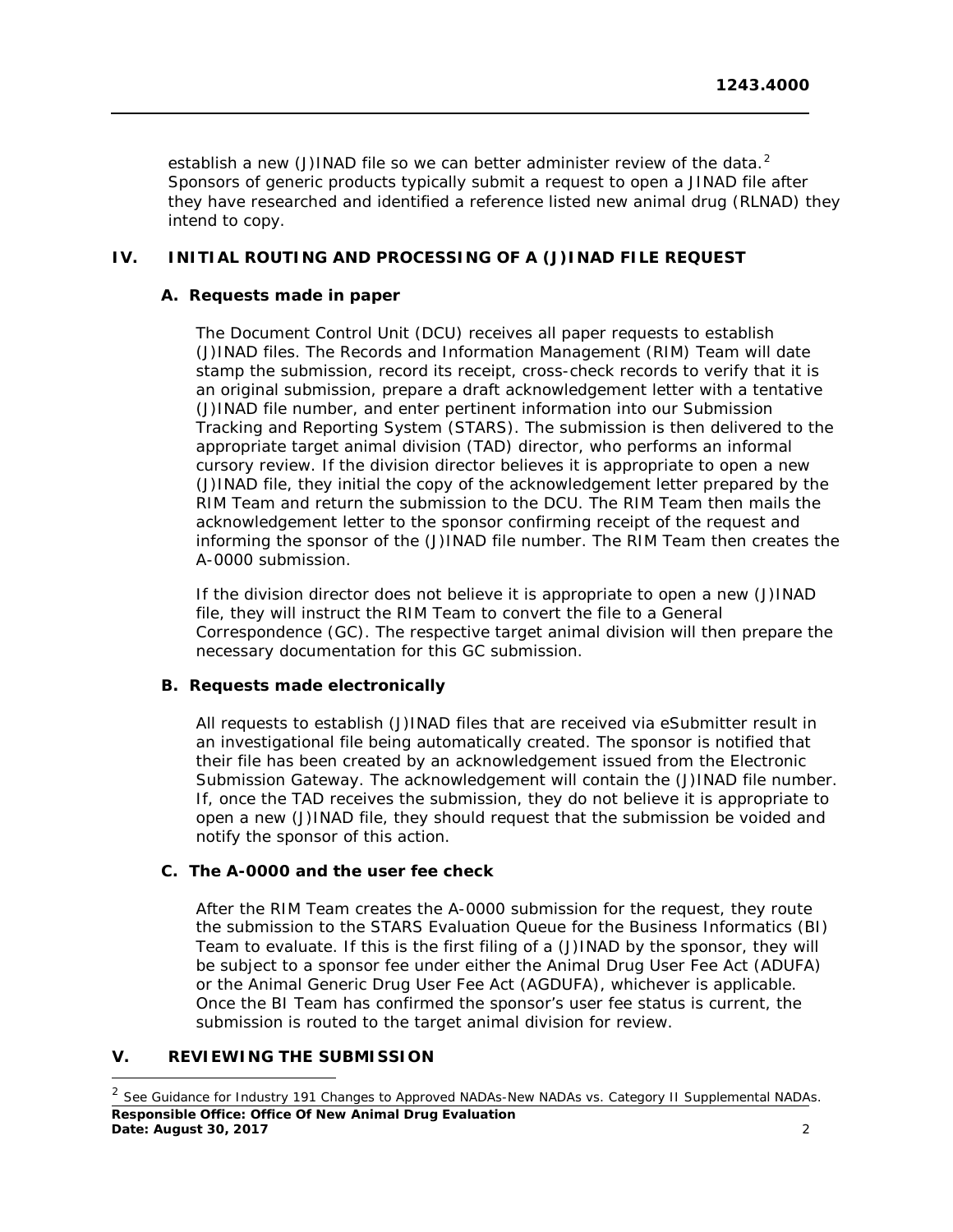establish a new (J)INAD file so we can better administer review of the data.[2] Sponsors of generic products typically submit a request to open a JINAD file after they have researched and identified a reference listed new animal drug (RLNAD) they intend to copy.

## IV. INITIAL ROUTING AND PROCESSING OF A (J)INAD FILE REQUEST

### A. Requests made in paper

The Document Control Unit (DCU) receives all paper requests to establish (J)INAD files. The Records and Information Management (RIM) Team will date stamp the submission, record its receipt, cross-check records to verify that it is an original submission, prepare a draft acknowledgement letter with a tentative (J)INAD file number, and enter pertinent information into our Submission Tracking and Reporting System (STARS). The submission is then delivered to the appropriate target animal division (TAD) director, who performs an informal cursory review. If the division director believes it is appropriate to open a new (J)INAD file, they initial the copy of the acknowledgement letter prepared by the RIM Team and return the submission to the DCU. The RIM Team then mails the acknowledgement letter to the sponsor confirming receipt of the request and informing the sponsor of the (J)INAD file number. The RIM Team then creates the A-0000 submission.

If the division director does not believe it is appropriate to open a new (J)INAD file, they will instruct the RIM Team to convert the file to a General Correspondence (GC). The respective target animal division will then prepare the necessary documentation for this GC submission.

### B. Requests made electronically

All requests to establish (J)INAD files that are received via eSubmitter result in an investigational file being automatically created. The sponsor is notified that their file has been created by an acknowledgement issued from the Electronic Submission Gateway. The acknowledgement will contain the (J)INAD file number. If, once the TAD receives the submission, they do not believe it is appropriate to open a new (J)INAD file, they should request that the submission be voided and notify the sponsor of this action.

### C. The A-0000 and the user fee check

After the RIM Team creates the A-0000 submission for the request, they route the submission to the STARS Evaluation Queue for the Business Informatics (BI) Team to evaluate. If this is the first filing of a (J)INAD by the sponsor, they will be subject to a sponsor fee under either the Animal Drug User Fee Act (ADUFA) or the Animal Generic Drug User Fee Act (AGDUFA), whichever is applicable. Once the BI Team has confirmed the sponsor's user fee status is current, the submission is routed to the target animal division for review.

## V. REVIEWING THE SUBMISSION

[2] See Guidance for Industry 191 Changes to Approved NADAs-New NADAs vs. Category II Supplemental NADAs.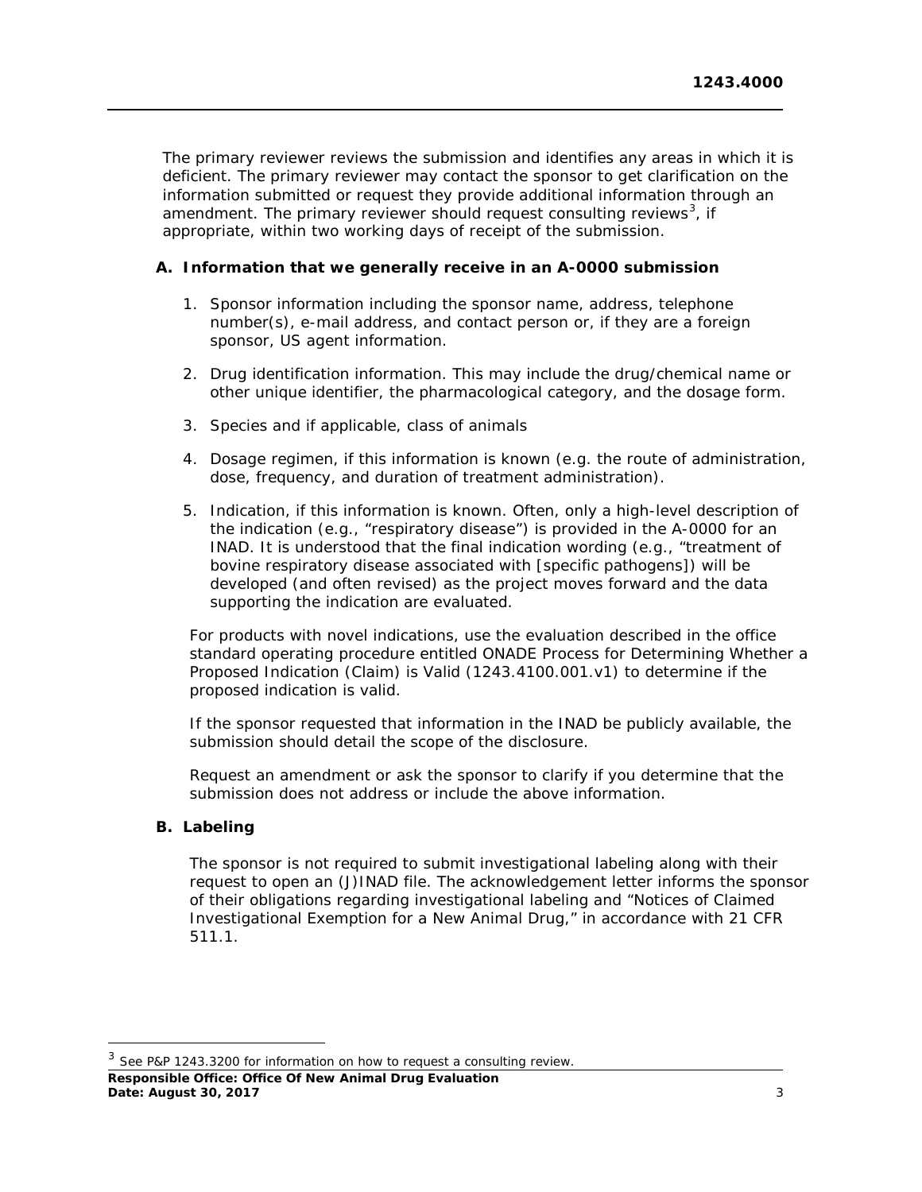The primary reviewer reviews the submission and identifies any areas in which it is deficient. The primary reviewer may contact the sponsor to get clarification on the information submitted or request they provide additional information through an amendment. The primary reviewer should request consulting reviews[3], if appropriate, within two working days of receipt of the submission.

**A. Information that we generally receive in an A-0000 submission**

1. Sponsor information including the sponsor name, address, telephone number(s), e-mail address, and contact person or, if they are a foreign sponsor, US agent information.

2. Drug identification information. This may include the drug/chemical name or other unique identifier, the pharmacological category, and the dosage form.

3. Species and if applicable, class of animals

4. Dosage regimen, if this information is known (e.g. the route of administration, dose, frequency, and duration of treatment administration).

5. Indication, if this information is known. Often, only a high-level description of the indication (e.g., "respiratory disease") is provided in the A-0000 for an INAD. It is understood that the final indication wording (e.g., "treatment of bovine respiratory disease associated with [specific pathogens]) will be developed (and often revised) as the project moves forward and the data supporting the indication are evaluated.

For products with novel indications, use the evaluation described in the office standard operating procedure entitled ONADE Process for Determining Whether a Proposed Indication (Claim) is Valid (1243.4100.001.v1) to determine if the proposed indication is valid.

If the sponsor requested that information in the INAD be publicly available, the submission should detail the scope of the disclosure.

Request an amendment or ask the sponsor to clarify if you determine that the submission does not address or include the above information.

**B. Labeling**

The sponsor is not required to submit investigational labeling along with their request to open an (J)INAD file. The acknowledgement letter informs the sponsor of their obligations regarding investigational labeling and "Notices of Claimed Investigational Exemption for a New Animal Drug," in accordance with 21 CFR 511.1.

---

[3] See P&P 1243.3200 for information on how to request a consulting review.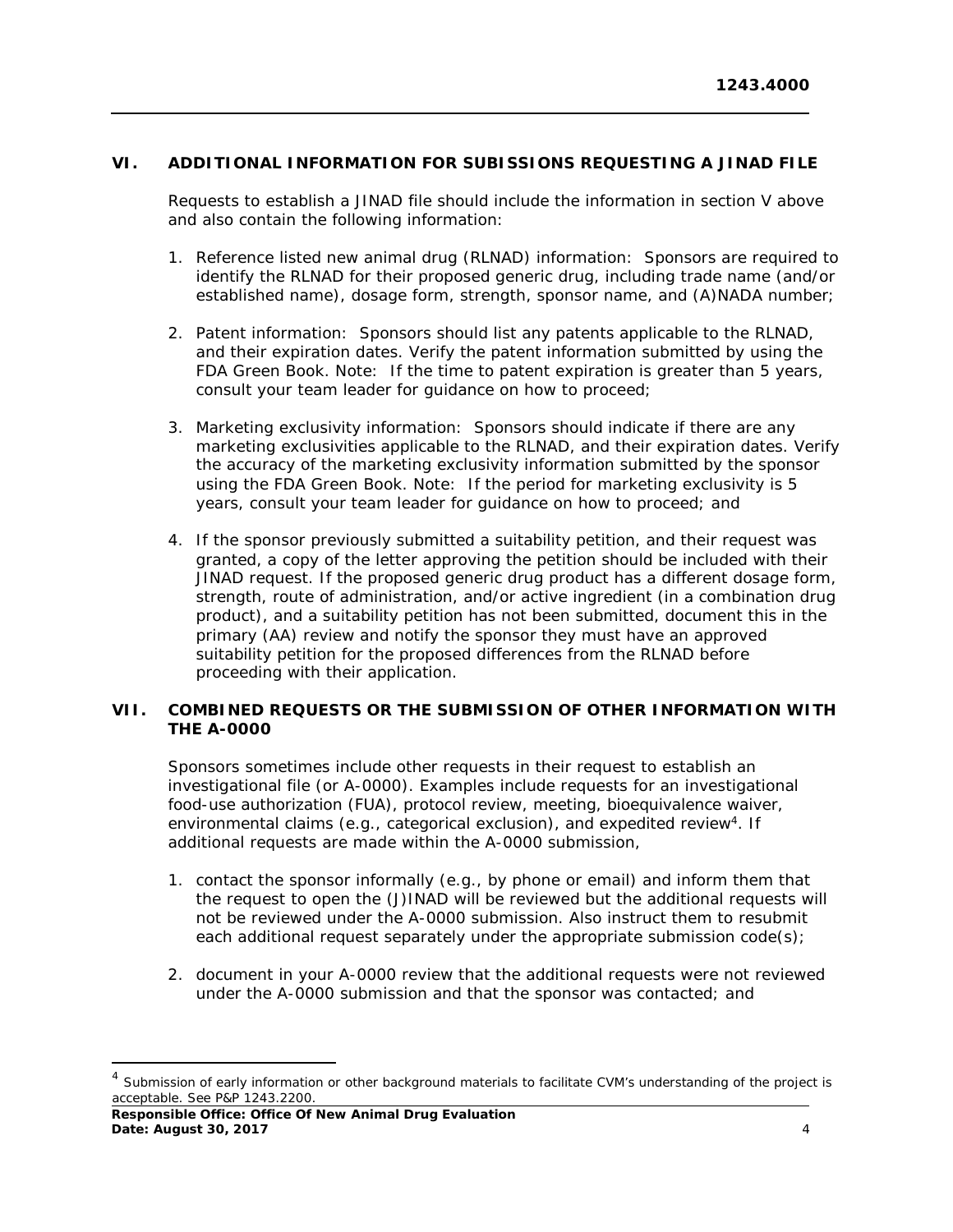## VI. ADDITIONAL INFORMATION FOR SUBISSIONS REQUESTING A JINAD FILE

Requests to establish a JINAD file should include the information in section V above and also contain the following information:

1. Reference listed new animal drug (RLNAD) information: Sponsors are required to identify the RLNAD for their proposed generic drug, including trade name (and/or established name), dosage form, strength, sponsor name, and (A)NADA number;

2. Patent information: Sponsors should list any patents applicable to the RLNAD, and their expiration dates. Verify the patent information submitted by using the FDA Green Book. Note: If the time to patent expiration is greater than 5 years, consult your team leader for guidance on how to proceed;

3. Marketing exclusivity information: Sponsors should indicate if there are any marketing exclusivities applicable to the RLNAD, and their expiration dates. Verify the accuracy of the marketing exclusivity information submitted by the sponsor using the FDA Green Book. Note: If the period for marketing exclusivity is 5 years, consult your team leader for guidance on how to proceed; and

4. If the sponsor previously submitted a suitability petition, and their request was granted, a copy of the letter approving the petition should be included with their JINAD request. If the proposed generic drug product has a different dosage form, strength, route of administration, and/or active ingredient (in a combination drug product), and a suitability petition has not been submitted, document this in the primary (AA) review and notify the sponsor they must have an approved suitability petition for the proposed differences from the RLNAD before proceeding with their application.

## VII. COMBINED REQUESTS OR THE SUBMISSION OF OTHER INFORMATION WITH THE A-0000

Sponsors sometimes include other requests in their request to establish an investigational file (or A-0000). Examples include requests for an investigational food-use authorization (FUA), protocol review, meeting, bioequivalence waiver, environmental claims (e.g., categorical exclusion), and expedited review[4]. If additional requests are made within the A-0000 submission,

1. contact the sponsor informally (e.g., by phone or email) and inform them that the request to open the (J)INAD will be reviewed but the additional requests will not be reviewed under the A-0000 submission. Also instruct them to resubmit each additional request separately under the appropriate submission code(s);

2. document in your A-0000 review that the additional requests were not reviewed under the A-0000 submission and that the sponsor was contacted; and

[4] Submission of early information or other background materials to facilitate CVM's understanding of the project is acceptable. See P&P 1243.2200.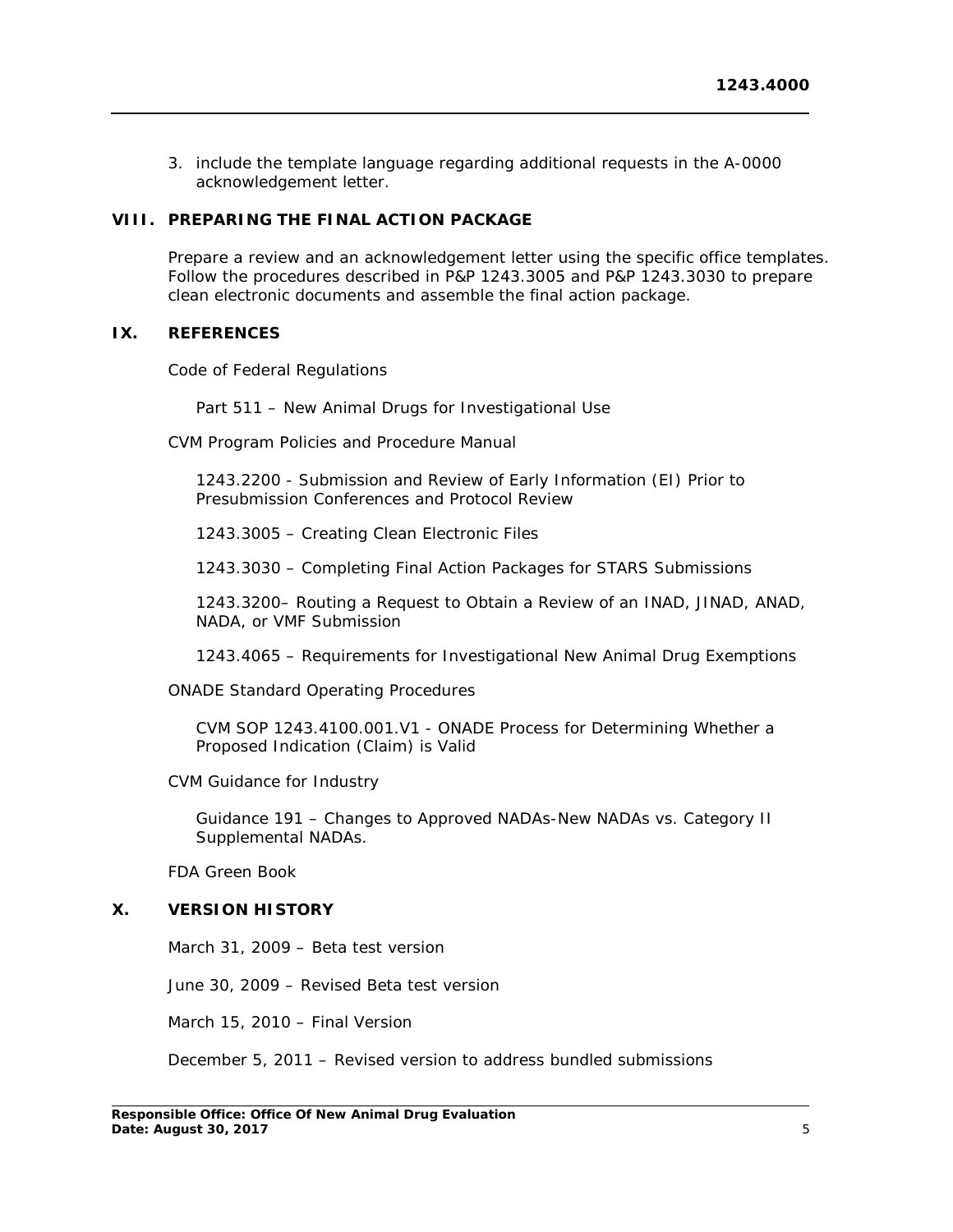3. include the template language regarding additional requests in the A-0000 acknowledgement letter.

## VIII. PREPARING THE FINAL ACTION PACKAGE

Prepare a review and an acknowledgement letter using the specific office templates. Follow the procedures described in P&P 1243.3005 and P&P 1243.3030 to prepare clean electronic documents and assemble the final action package.

## IX. REFERENCES

Code of Federal Regulations

Part 511 – New Animal Drugs for Investigational Use

CVM Program Policies and Procedure Manual

1243.2200 - Submission and Review of Early Information (EI) Prior to Presubmission Conferences and Protocol Review

1243.3005 – Creating Clean Electronic Files

1243.3030 – Completing Final Action Packages for STARS Submissions

1243.3200– Routing a Request to Obtain a Review of an INAD, JINAD, ANAD, NADA, or VMF Submission

1243.4065 – Requirements for Investigational New Animal Drug Exemptions

ONADE Standard Operating Procedures

CVM SOP 1243.4100.001.V1 - ONADE Process for Determining Whether a Proposed Indication (Claim) is Valid

CVM Guidance for Industry

Guidance 191 – Changes to Approved NADAs-New NADAs vs. Category II Supplemental NADAs.

FDA Green Book

## X. VERSION HISTORY

March 31, 2009 – Beta test version

June 30, 2009 – Revised Beta test version

March 15, 2010 – Final Version

December 5, 2011 – Revised version to address bundled submissions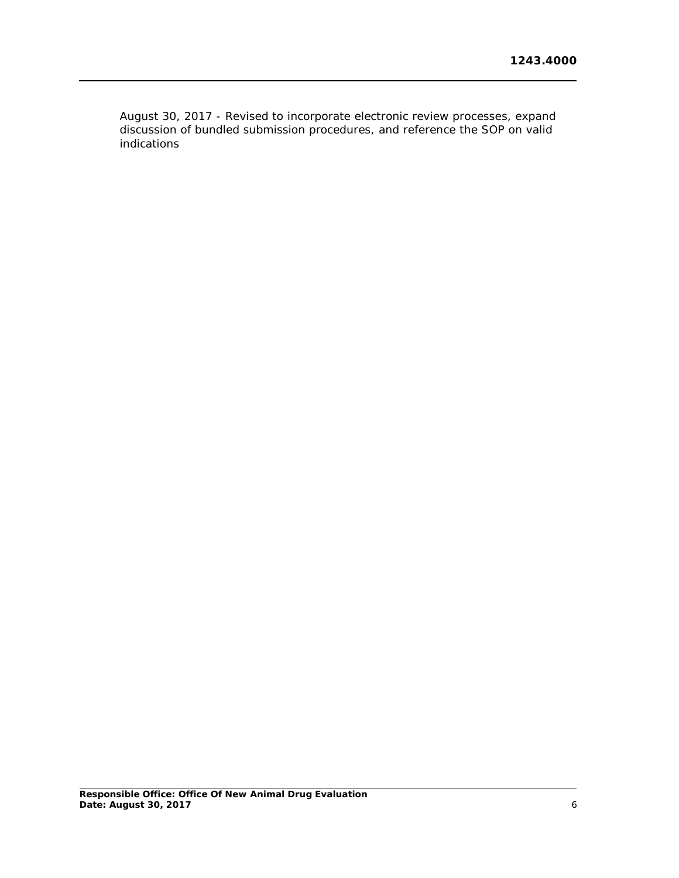August 30, 2017 - Revised to incorporate electronic review processes, expand discussion of bundled submission procedures, and reference the SOP on valid indications